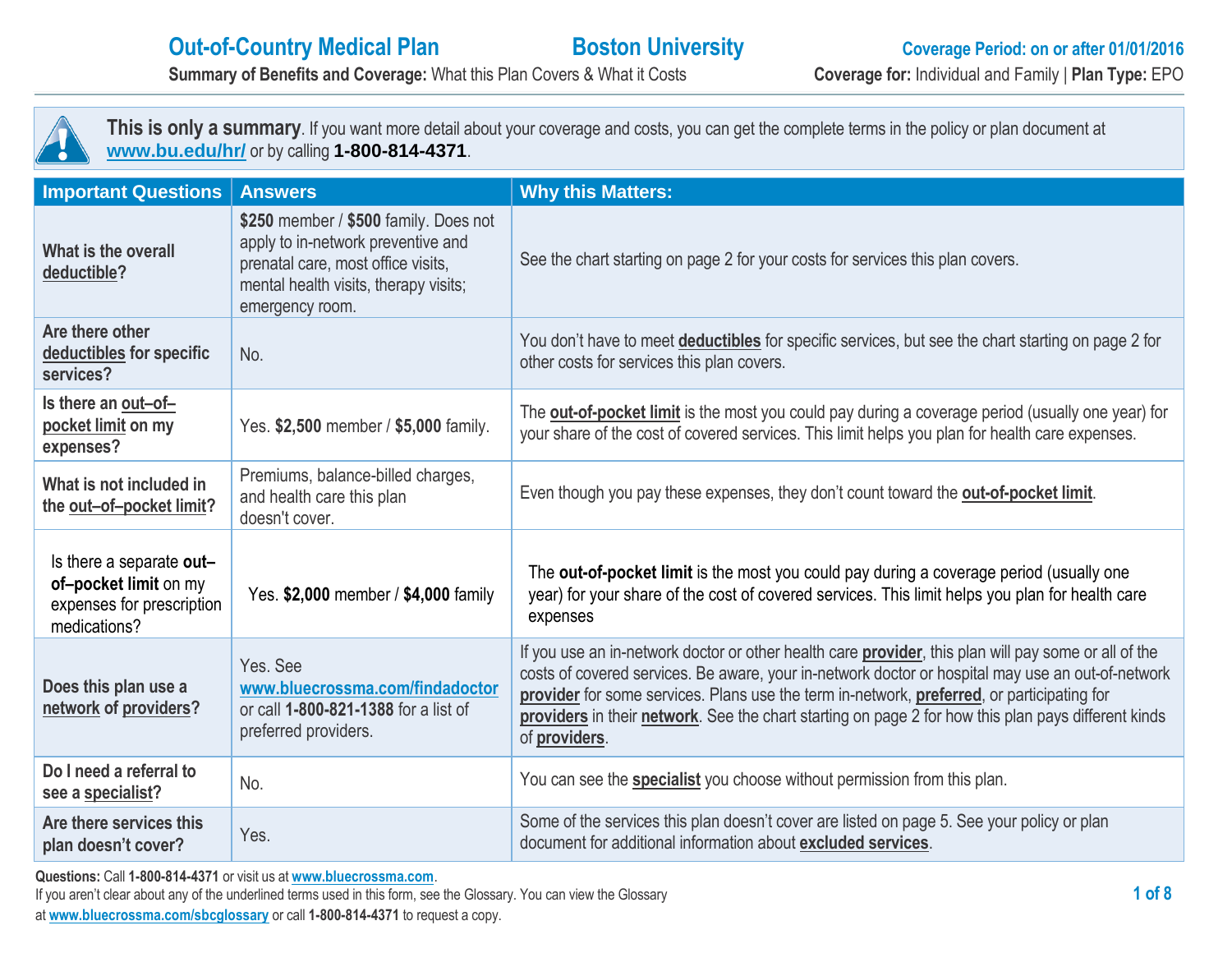# Out-of-Country Medical Plan — Boston University

**Coverage Period: on or after 01/01/2016**

**Summary of Benefits and Coverage:** What this Plan Covers & What it Costs

**Coverage for:** Individual and Family | **Plan Type:** EPO

**This is only a summary**. If you want more detail about your coverage and costs, you can get the complete terms in the policy or plan document at www.bu.edu/hr/ or by calling **1-800-814-4371**.

| Important Questions | Answers | Why this Matters: |
|---|---|---|
| What is the overall deductible? | **$250** member / **$500** family. Does not apply to in-network preventive and prenatal care, most office visits, mental health visits, therapy visits; emergency room. | See the chart starting on page 2 for your costs for services this plan covers. |
| Are there other deductibles for specific services? | No. | You don't have to meet **deductibles** for specific services, but see the chart starting on page 2 for other costs for services this plan covers. |
| Is there an out–of–pocket limit on my expenses? | Yes. **$2,500** member / **$5,000** family. | The **out-of-pocket limit** is the most you could pay during a coverage period (usually one year) for your share of the cost of covered services. This limit helps you plan for health care expenses. |
| What is not included in the out–of–pocket limit? | Premiums, balance-billed charges, and health care this plan doesn't cover. | Even though you pay these expenses, they don't count toward the **out-of-pocket limit**. |
| Is there a separate **out–of–pocket limit** on my expenses for prescription medications? | Yes. **$2,000** member / **$4,000** family | The **out-of-pocket limit** is the most you could pay during a coverage period (usually one year) for your share of the cost of covered services. This limit helps you plan for health care expenses |
| Does this plan use a network of providers? | Yes. See www.bluecrossma.com/findadoctor or call **1-800-821-1388** for a list of preferred providers. | If you use an in-network doctor or other health care **provider**, this plan will pay some or all of the costs of covered services. Be aware, your in-network doctor or hospital may use an out-of-network **provider** for some services. Plans use the term in-network, **preferred**, or participating for **providers** in their **network**. See the chart starting on page 2 for how this plan pays different kinds of **providers**. |
| Do I need a referral to see a specialist? | No. | You can see the **specialist** you choose without permission from this plan. |
| Are there services this plan doesn't cover? | Yes. | Some of the services this plan doesn't cover are listed on page 5. See your policy or plan document for additional information about **excluded services**. |

**Questions:** Call **1-800-814-4371** or visit us at www.bluecrossma.com.
If you aren't clear about any of the underlined terms used in this form, see the Glossary. You can view the Glossary at www.bluecrossma.com/sbcglossary or call **1-800-814-4371** to request a copy.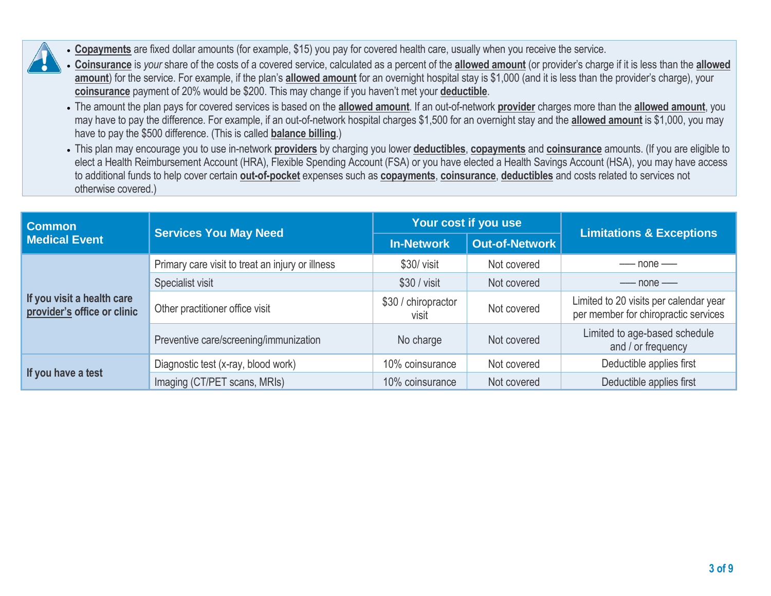- **Copayments** are fixed dollar amounts (for example, $15) you pay for covered health care, usually when you receive the service.
- **Coinsurance** is *your* share of the costs of a covered service, calculated as a percent of the **allowed amount** (or provider's charge if it is less than the **allowed amount**) for the service. For example, if the plan's **allowed amount** for an overnight hospital stay is $1,000 (and it is less than the provider's charge), your **coinsurance** payment of 20% would be $200. This may change if you haven't met your **deductible**.
- The amount the plan pays for covered services is based on the **allowed amount**. If an out-of-network **provider** charges more than the **allowed amount**, you may have to pay the difference. For example, if an out-of-network hospital charges $1,500 for an overnight stay and the **allowed amount** is $1,000, you may have to pay the $500 difference. (This is called **balance billing**.)
- This plan may encourage you to use in-network **providers** by charging you lower **deductibles**, **copayments** and **coinsurance** amounts. (If you are eligible to elect a Health Reimbursement Account (HRA), Flexible Spending Account (FSA) or you have elected a Health Savings Account (HSA), you may have access to additional funds to help cover certain **out-of-pocket** expenses such as **copayments**, **coinsurance**, **deductibles** and costs related to services not otherwise covered.)

| Common Medical Event | Services You May Need | Your cost if you use | | Limitations & Exceptions |
|---|---|---|---|---|
| | | In-Network | Out-of-Network | |
| If you visit a health care **provider's** office or clinic | Primary care visit to treat an injury or illness | $30/ visit | Not covered | –– none –– |
| | Specialist visit | $30 / visit | Not covered | –– none –– |
| | Other practitioner office visit | $30 / chiropractor visit | Not covered | Limited to 20 visits per calendar year per member for chiropractic services |
| | Preventive care/screening/immunization | No charge | Not covered | Limited to age-based schedule and / or frequency |
| If you have a test | Diagnostic test (x-ray, blood work) | 10% coinsurance | Not covered | Deductible applies first |
| | Imaging (CT/PET scans, MRIs) | 10% coinsurance | Not covered | Deductible applies first |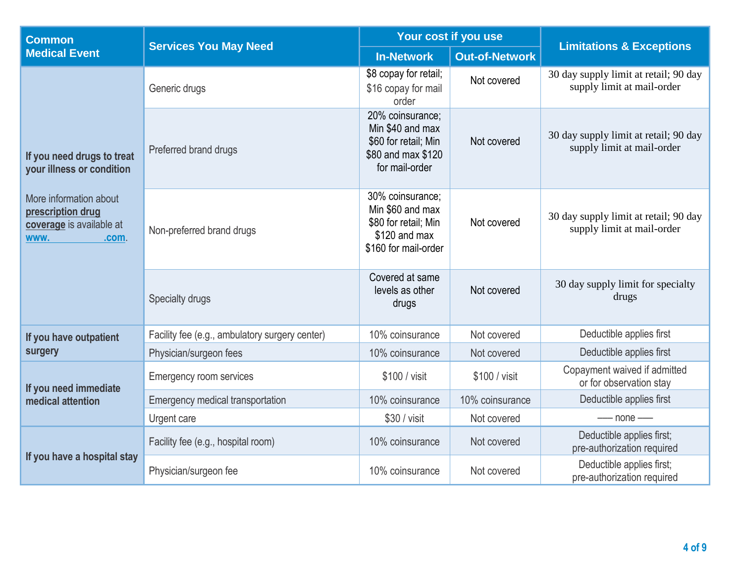| Common Medical Event | Services You May Need | Your cost if you use | | Limitations & Exceptions |
|---|---|---|---|---|
| | | In-Network | Out-of-Network | |
| **If you need drugs to treat your illness or condition**<br><br>More information about **prescription drug coverage** is available at **www.                .com**. | Generic drugs | $8 copay for retail; $16 copay for mail order | Not covered | 30 day supply limit at retail; 90 day supply limit at mail-order |
| | Preferred brand drugs | 20% coinsurance; Min $40 and max $60 for retail; Min $80 and max $120 for mail-order | Not covered | 30 day supply limit at retail; 90 day supply limit at mail-order |
| | Non-preferred brand drugs | 30% coinsurance; Min $60 and max $80 for retail; Min $120 and max $160 for mail-order | Not covered | 30 day supply limit at retail; 90 day supply limit at mail-order |
| | Specialty drugs | Covered at same levels as other drugs | Not covered | 30 day supply limit for specialty drugs |
| **If you have outpatient surgery** | Facility fee (e.g., ambulatory surgery center) | 10% coinsurance | Not covered | Deductible applies first |
| | Physician/surgeon fees | 10% coinsurance | Not covered | Deductible applies first |
| **If you need immediate medical attention** | Emergency room services | $100 / visit | $100 / visit | Copayment waived if admitted or for observation stay |
| | Emergency medical transportation | 10% coinsurance | 10% coinsurance | Deductible applies first |
| | Urgent care | $30 / visit | Not covered | ––– none ––– |
| **If you have a hospital stay** | Facility fee (e.g., hospital room) | 10% coinsurance | Not covered | Deductible applies first; pre-authorization required |
| | Physician/surgeon fee | 10% coinsurance | Not covered | Deductible applies first; pre-authorization required |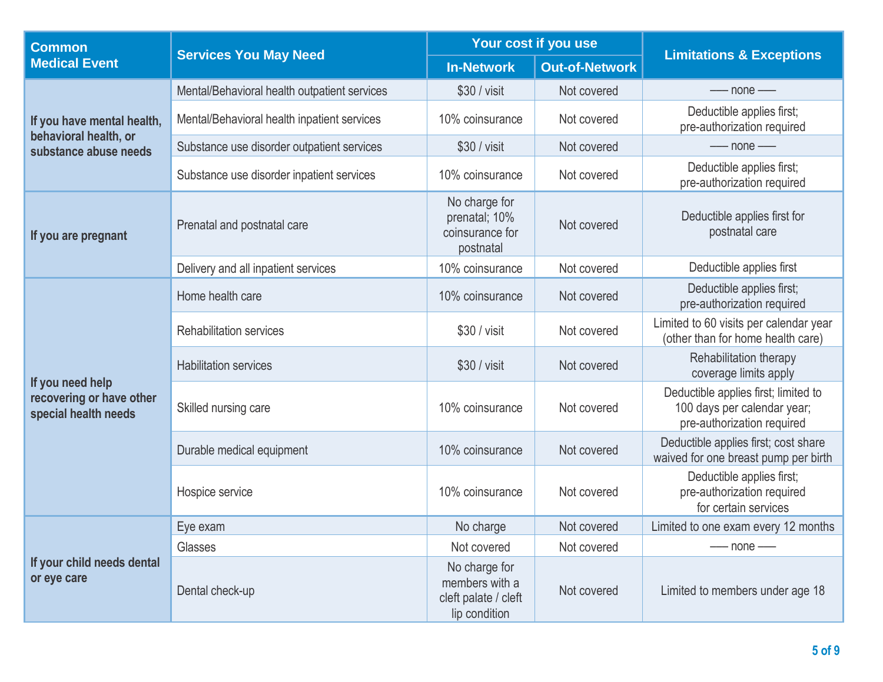| Common Medical Event | Services You May Need | Your cost if you use | | Limitations & Exceptions |
|---|---|---|---|---|
| | | In-Network | Out-of-Network | |
| If you have mental health, behavioral health, or substance abuse needs | Mental/Behavioral health outpatient services | $30 / visit | Not covered | ––– none ––– |
| | Mental/Behavioral health inpatient services | 10% coinsurance | Not covered | Deductible applies first; pre-authorization required |
| | Substance use disorder outpatient services | $30 / visit | Not covered | ––– none ––– |
| | Substance use disorder inpatient services | 10% coinsurance | Not covered | Deductible applies first; pre-authorization required |
| If you are pregnant | Prenatal and postnatal care | No charge for prenatal; 10% coinsurance for postnatal | Not covered | Deductible applies first for postnatal care |
| | Delivery and all inpatient services | 10% coinsurance | Not covered | Deductible applies first |
| If you need help recovering or have other special health needs | Home health care | 10% coinsurance | Not covered | Deductible applies first; pre-authorization required |
| | Rehabilitation services | $30 / visit | Not covered | Limited to 60 visits per calendar year (other than for home health care) |
| | Habilitation services | $30 / visit | Not covered | Rehabilitation therapy coverage limits apply |
| | Skilled nursing care | 10% coinsurance | Not covered | Deductible applies first; limited to 100 days per calendar year; pre-authorization required |
| | Durable medical equipment | 10% coinsurance | Not covered | Deductible applies first; cost share waived for one breast pump per birth |
| | Hospice service | 10% coinsurance | Not covered | Deductible applies first; pre-authorization required for certain services |
| If your child needs dental or eye care | Eye exam | No charge | Not covered | Limited to one exam every 12 months |
| | Glasses | Not covered | Not covered | ––– none ––– |
| | Dental check-up | No charge for members with a cleft palate / cleft lip condition | Not covered | Limited to members under age 18 |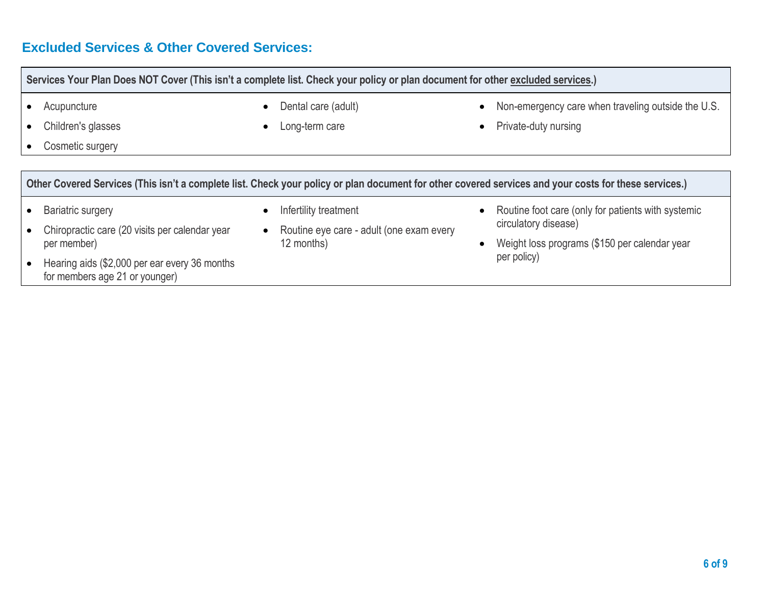## Excluded Services & Other Covered Services:

**Services Your Plan Does NOT Cover (This isn't a complete list. Check your policy or plan document for other excluded services.)**

- Acupuncture
- Children's glasses
- Cosmetic surgery
- Dental care (adult)
- Long-term care
- Non-emergency care when traveling outside the U.S.
- Private-duty nursing

**Other Covered Services (This isn't a complete list. Check your policy or plan document for other covered services and your costs for these services.)**

- Bariatric surgery
- Chiropractic care (20 visits per calendar year per member)
- Hearing aids ($2,000 per ear every 36 months for members age 21 or younger)
- Infertility treatment
- Routine eye care - adult (one exam every 12 months)
- Routine foot care (only for patients with systemic circulatory disease)
- Weight loss programs ($150 per calendar year per policy)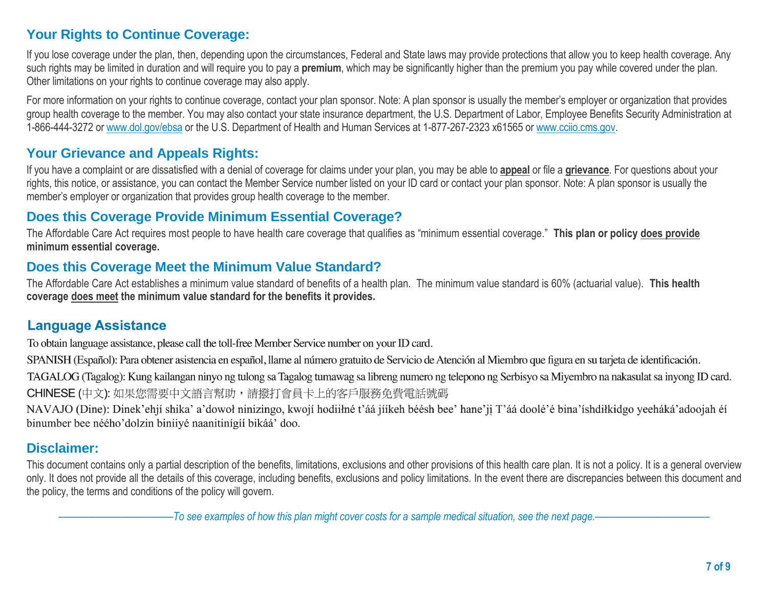## Your Rights to Continue Coverage:

If you lose coverage under the plan, then, depending upon the circumstances, Federal and State laws may provide protections that allow you to keep health coverage. Any such rights may be limited in duration and will require you to pay a **premium**, which may be significantly higher than the premium you pay while covered under the plan. Other limitations on your rights to continue coverage may also apply.

For more information on your rights to continue coverage, contact your plan sponsor. Note: A plan sponsor is usually the member's employer or organization that provides group health coverage to the member. You may also contact your state insurance department, the U.S. Department of Labor, Employee Benefits Security Administration at 1-866-444-3272 or www.dol.gov/ebsa or the U.S. Department of Health and Human Services at 1-877-267-2323 x61565 or www.cciio.cms.gov.

## Your Grievance and Appeals Rights:

If you have a complaint or are dissatisfied with a denial of coverage for claims under your plan, you may be able to **appeal** or file a **grievance**. For questions about your rights, this notice, or assistance, you can contact the Member Service number listed on your ID card or contact your plan sponsor. Note: A plan sponsor is usually the member's employer or organization that provides group health coverage to the member.

## Does this Coverage Provide Minimum Essential Coverage?

The Affordable Care Act requires most people to have health care coverage that qualifies as "minimum essential coverage." **This plan or policy does provide minimum essential coverage.**

## Does this Coverage Meet the Minimum Value Standard?

The Affordable Care Act establishes a minimum value standard of benefits of a health plan. The minimum value standard is 60% (actuarial value). **This health coverage does meet the minimum value standard for the benefits it provides.**

## Language Assistance

To obtain language assistance, please call the toll-free Member Service number on your ID card.

SPANISH (Español): Para obtener asistencia en español, llame al número gratuito de Servicio de Atención al Miembro que figura en su tarjeta de identificación.

TAGALOG (Tagalog): Kung kailangan ninyo ng tulong sa Tagalog tumawag sa libreng numero ng telepono ng Serbisyo sa Miyembro na nakasulat sa inyong ID card.

CHINESE (中文): 如果您需要中文語言幫助，請撥打會員卡上的客戶服務免費電話號碼

NAVAJO (Dine): Dinek'ehjí shika' a'dowoł ninizingo, kwojí hodiiłné t'áá jíikeh béésh bee' hane'ji̜ T'áá doolé'é bina'íshdiłkidgo yeeháká'adoojah éí binumber bee nééhó'dolzin biniiyé naanitinígíí bikáá' doo.

## Disclaimer:

This document contains only a partial description of the benefits, limitations, exclusions and other provisions of this health care plan. It is not a policy. It is a general overview only. It does not provide all the details of this coverage, including benefits, exclusions and policy limitations. In the event there are discrepancies between this document and the policy, the terms and conditions of the policy will govern.

*——————————To see examples of how this plan might cover costs for a sample medical situation, see the next page.——————————*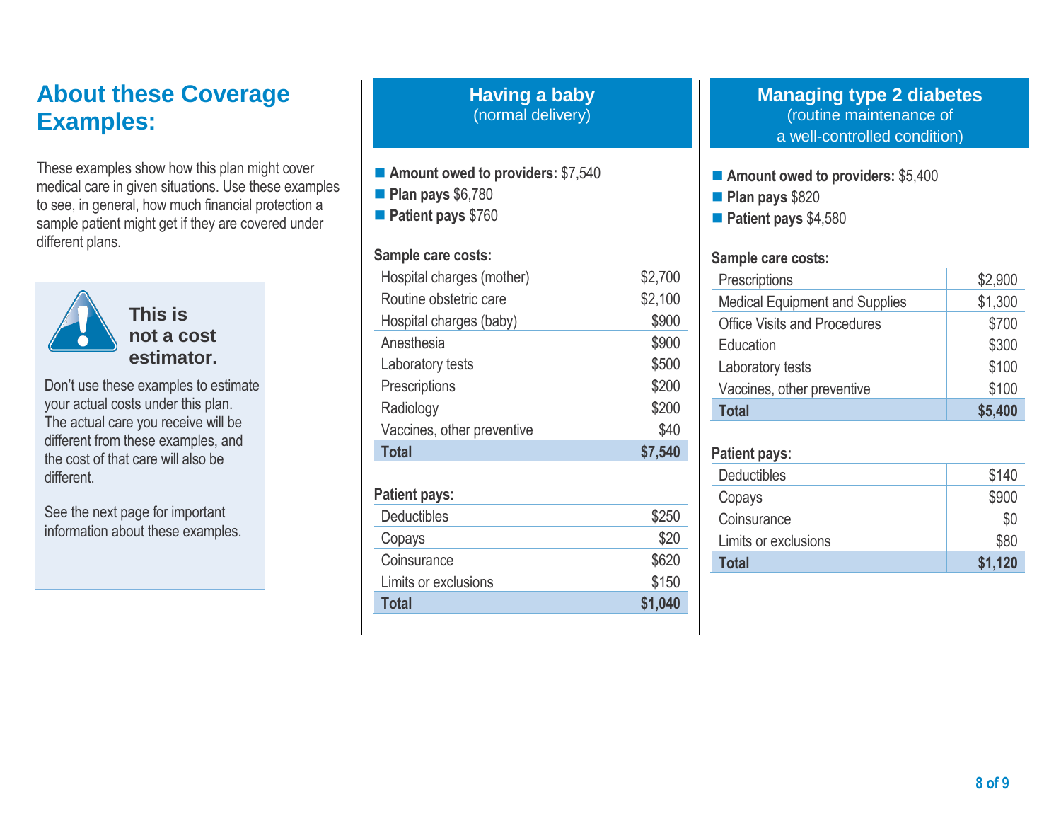# About these Coverage Examples:

These examples show how this plan might cover medical care in given situations. Use these examples to see, in general, how much financial protection a sample patient might get if they are covered under different plans.

**This is not a cost estimator.**

Don't use these examples to estimate your actual costs under this plan. The actual care you receive will be different from these examples, and the cost of that care will also be different.

See the next page for important information about these examples.

## Having a baby
(normal delivery)

- **Amount owed to providers:** $7,540
- **Plan pays** $6,780
- **Patient pays** $760

**Sample care costs:**

| | |
|---|---|
| Hospital charges (mother) | $2,700 |
| Routine obstetric care | $2,100 |
| Hospital charges (baby) | $900 |
| Anesthesia | $900 |
| Laboratory tests | $500 |
| Prescriptions | $200 |
| Radiology | $200 |
| Vaccines, other preventive | $40 |
| **Total** | **$7,540** |

**Patient pays:**

| | |
|---|---|
| Deductibles | $250 |
| Copays | $20 |
| Coinsurance | $620 |
| Limits or exclusions | $150 |
| **Total** | **$1,040** |

## Managing type 2 diabetes
(routine maintenance of a well-controlled condition)

- **Amount owed to providers:** $5,400
- **Plan pays** $820
- **Patient pays** $4,580

**Sample care costs:**

| | |
|---|---|
| Prescriptions | $2,900 |
| Medical Equipment and Supplies | $1,300 |
| Office Visits and Procedures | $700 |
| Education | $300 |
| Laboratory tests | $100 |
| Vaccines, other preventive | $100 |
| **Total** | **$5,400** |

**Patient pays:**

| | |
|---|---|
| Deductibles | $140 |
| Copays | $900 |
| Coinsurance | $0 |
| Limits or exclusions | $80 |
| **Total** | **$1,120** |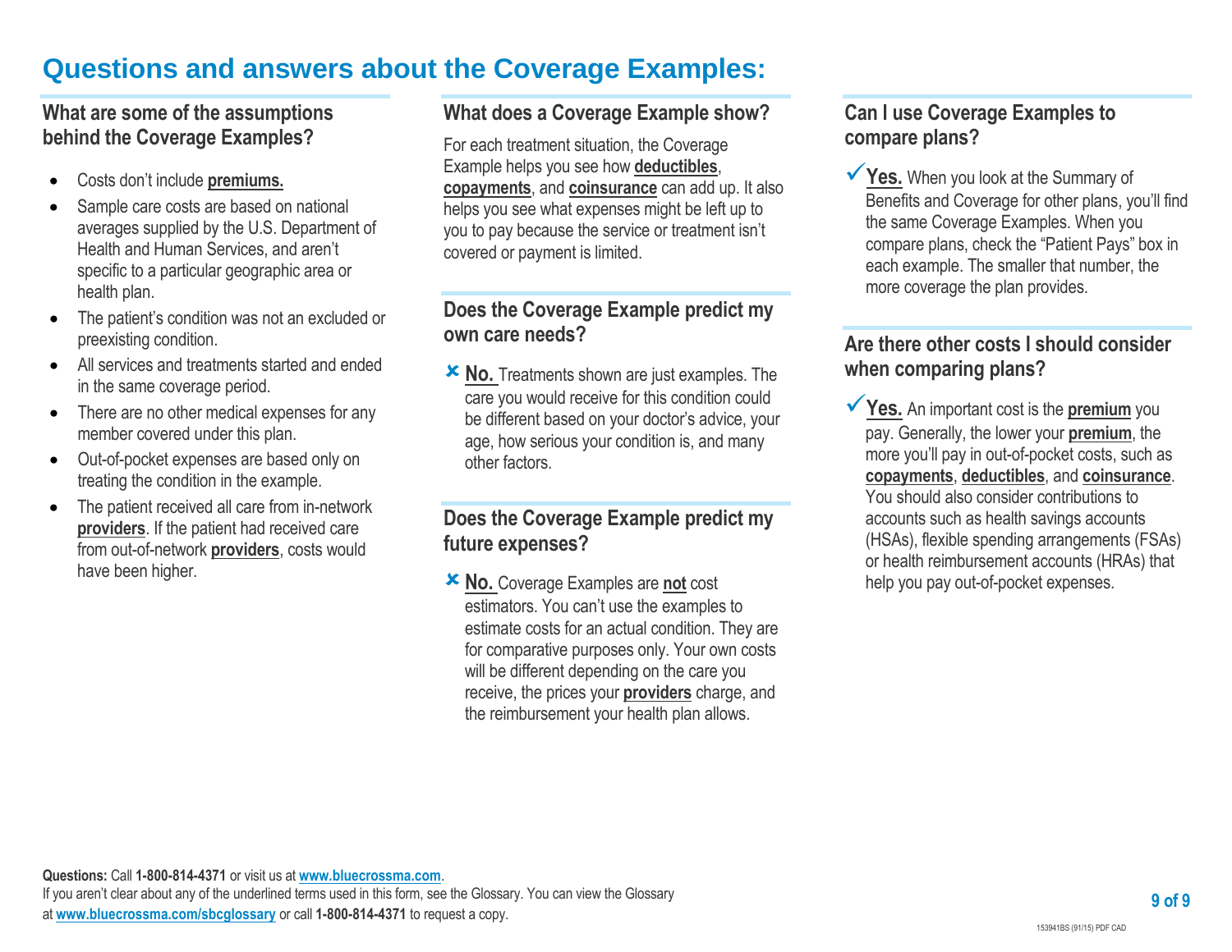# Questions and answers about the Coverage Examples:

## What are some of the assumptions behind the Coverage Examples?

- Costs don't include **premiums.**
- Sample care costs are based on national averages supplied by the U.S. Department of Health and Human Services, and aren't specific to a particular geographic area or health plan.
- The patient's condition was not an excluded or preexisting condition.
- All services and treatments started and ended in the same coverage period.
- There are no other medical expenses for any member covered under this plan.
- Out-of-pocket expenses are based only on treating the condition in the example.
- The patient received all care from in-network **providers**. If the patient had received care from out-of-network **providers**, costs would have been higher.

## What does a Coverage Example show?

For each treatment situation, the Coverage Example helps you see how **deductibles**, **copayments**, and **coinsurance** can add up. It also helps you see what expenses might be left up to you to pay because the service or treatment isn't covered or payment is limited.

## Does the Coverage Example predict my own care needs?

✘ **No.** Treatments shown are just examples. The care you would receive for this condition could be different based on your doctor's advice, your age, how serious your condition is, and many other factors.

## Does the Coverage Example predict my future expenses?

✘ **No.** Coverage Examples are **not** cost estimators. You can't use the examples to estimate costs for an actual condition. They are for comparative purposes only. Your own costs will be different depending on the care you receive, the prices your **providers** charge, and the reimbursement your health plan allows.

## Can I use Coverage Examples to compare plans?

✓ **Yes.** When you look at the Summary of Benefits and Coverage for other plans, you'll find the same Coverage Examples. When you compare plans, check the "Patient Pays" box in each example. The smaller that number, the more coverage the plan provides.

## Are there other costs I should consider when comparing plans?

✓ **Yes.** An important cost is the **premium** you pay. Generally, the lower your **premium**, the more you'll pay in out-of-pocket costs, such as **copayments**, **deductibles**, and **coinsurance**. You should also consider contributions to accounts such as health savings accounts (HSAs), flexible spending arrangements (FSAs) or health reimbursement accounts (HRAs) that help you pay out-of-pocket expenses.

**Questions:** Call **1-800-814-4371** or visit us at **www.bluecrossma.com**.
If you aren't clear about any of the underlined terms used in this form, see the Glossary. You can view the Glossary at **www.bluecrossma.com/sbcglossary** or call **1-800-814-4371** to request a copy.

153941BS (91/15) PDF CAD